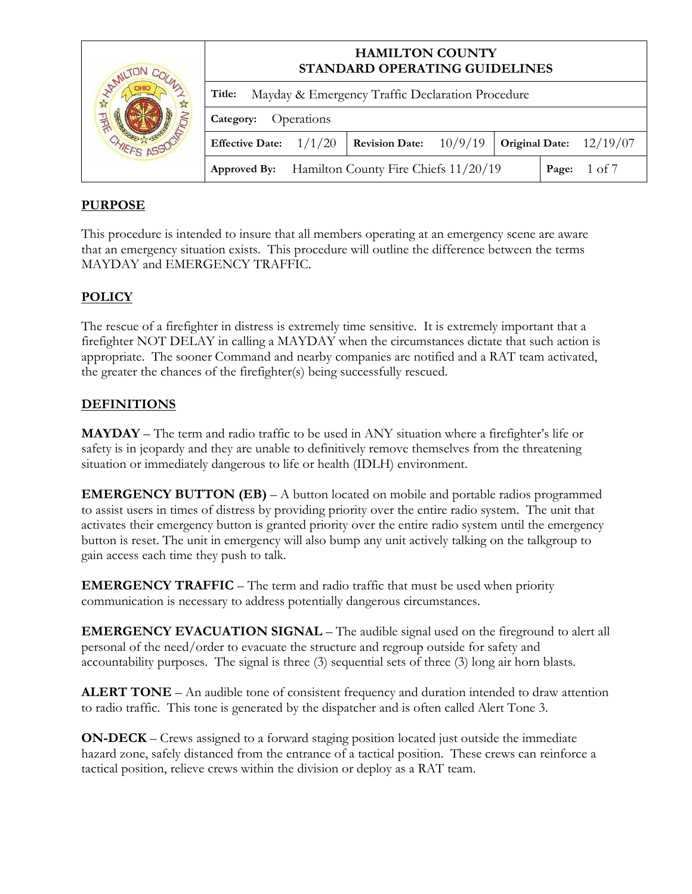| | HAMILTON COUNTY STANDARD OPERATING GUIDELINES | | | | | |
|---|---|---|---|---|---|---|
| | **Title:** Mayday & Emergency Traffic Declaration Procedure | | | | | |
| | **Category:** Operations | | | | | |
| | **Effective Date:** 1/1/20 | | **Revision Date:** 10/9/19 | | **Original Date:** 12/19/07 | |
| | **Approved By:** Hamilton County Fire Chiefs 11/20/19 | | | | **Page:** 1 of 7 | |

## PURPOSE

This procedure is intended to insure that all members operating at an emergency scene are aware that an emergency situation exists. This procedure will outline the difference between the terms MAYDAY and EMERGENCY TRAFFIC.

## POLICY

The rescue of a firefighter in distress is extremely time sensitive. It is extremely important that a firefighter NOT DELAY in calling a MAYDAY when the circumstances dictate that such action is appropriate. The sooner Command and nearby companies are notified and a RAT team activated, the greater the chances of the firefighter(s) being successfully rescued.

## DEFINITIONS

**MAYDAY** – The term and radio traffic to be used in ANY situation where a firefighter's life or safety is in jeopardy and they are unable to definitively remove themselves from the threatening situation or immediately dangerous to life or health (IDLH) environment.

**EMERGENCY BUTTON (EB)** – A button located on mobile and portable radios programmed to assist users in times of distress by providing priority over the entire radio system. The unit that activates their emergency button is granted priority over the entire radio system until the emergency button is reset. The unit in emergency will also bump any unit actively talking on the talkgroup to gain access each time they push to talk.

**EMERGENCY TRAFFIC** – The term and radio traffic that must be used when priority communication is necessary to address potentially dangerous circumstances.

**EMERGENCY EVACUATION SIGNAL** – The audible signal used on the fireground to alert all personal of the need/order to evacuate the structure and regroup outside for safety and accountability purposes. The signal is three (3) sequential sets of three (3) long air horn blasts.

**ALERT TONE** – An audible tone of consistent frequency and duration intended to draw attention to radio traffic. This tone is generated by the dispatcher and is often called Alert Tone 3.

**ON-DECK** – Crews assigned to a forward staging position located just outside the immediate hazard zone, safely distanced from the entrance of a tactical position. These crews can reinforce a tactical position, relieve crews within the division or deploy as a RAT team.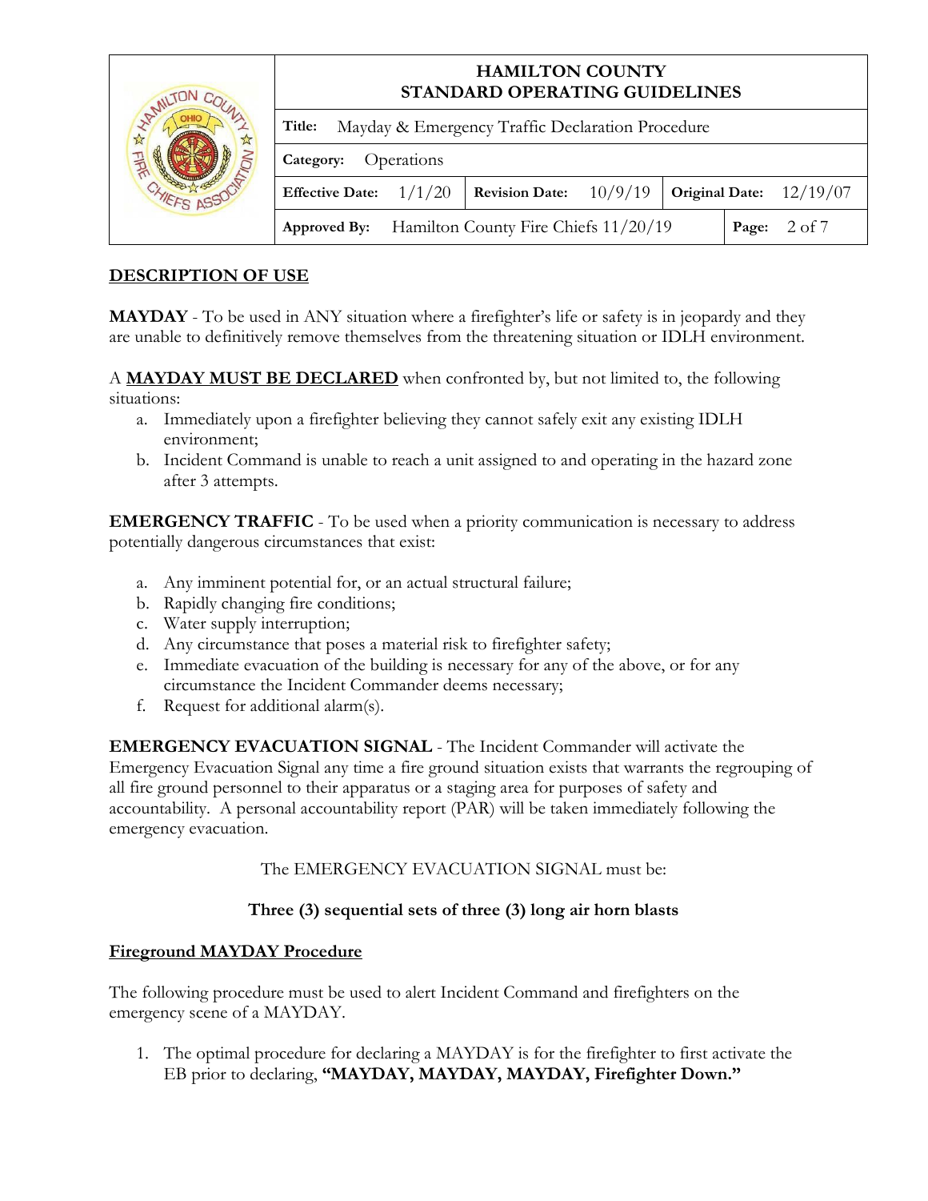## DESCRIPTION OF USE

**MAYDAY** - To be used in ANY situation where a firefighter's life or safety is in jeopardy and they are unable to definitively remove themselves from the threatening situation or IDLH environment.

A **MAYDAY MUST BE DECLARED** when confronted by, but not limited to, the following situations:

a. Immediately upon a firefighter believing they cannot safely exit any existing IDLH environment;
b. Incident Command is unable to reach a unit assigned to and operating in the hazard zone after 3 attempts.

**EMERGENCY TRAFFIC** - To be used when a priority communication is necessary to address potentially dangerous circumstances that exist:

a. Any imminent potential for, or an actual structural failure;
b. Rapidly changing fire conditions;
c. Water supply interruption;
d. Any circumstance that poses a material risk to firefighter safety;
e. Immediate evacuation of the building is necessary for any of the above, or for any circumstance the Incident Commander deems necessary;
f. Request for additional alarm(s).

**EMERGENCY EVACUATION SIGNAL** - The Incident Commander will activate the Emergency Evacuation Signal any time a fire ground situation exists that warrants the regrouping of all fire ground personnel to their apparatus or a staging area for purposes of safety and accountability. A personal accountability report (PAR) will be taken immediately following the emergency evacuation.

The EMERGENCY EVACUATION SIGNAL must be:

**Three (3) sequential sets of three (3) long air horn blasts**

## Fireground MAYDAY Procedure

The following procedure must be used to alert Incident Command and firefighters on the emergency scene of a MAYDAY.

1. The optimal procedure for declaring a MAYDAY is for the firefighter to first activate the EB prior to declaring, **"MAYDAY, MAYDAY, MAYDAY, Firefighter Down."**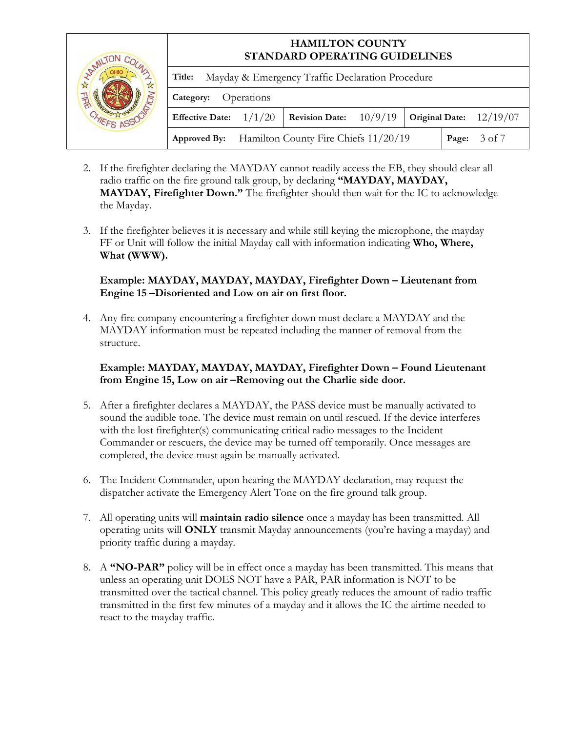2. If the firefighter declaring the MAYDAY cannot readily access the EB, they should clear all radio traffic on the fire ground talk group, by declaring **"MAYDAY, MAYDAY, MAYDAY, Firefighter Down."** The firefighter should then wait for the IC to acknowledge the Mayday.

3. If the firefighter believes it is necessary and while still keying the microphone, the mayday FF or Unit will follow the initial Mayday call with information indicating **Who, Where, What (WWW).**

   **Example: MAYDAY, MAYDAY, MAYDAY, Firefighter Down – Lieutenant from Engine 15 –Disoriented and Low on air on first floor.**

4. Any fire company encountering a firefighter down must declare a MAYDAY and the MAYDAY information must be repeated including the manner of removal from the structure.

   **Example: MAYDAY, MAYDAY, MAYDAY, Firefighter Down – Found Lieutenant from Engine 15, Low on air –Removing out the Charlie side door.**

5. After a firefighter declares a MAYDAY, the PASS device must be manually activated to sound the audible tone. The device must remain on until rescued. If the device interferes with the lost firefighter(s) communicating critical radio messages to the Incident Commander or rescuers, the device may be turned off temporarily. Once messages are completed, the device must again be manually activated.

6. The Incident Commander, upon hearing the MAYDAY declaration, may request the dispatcher activate the Emergency Alert Tone on the fire ground talk group.

7. All operating units will **maintain radio silence** once a mayday has been transmitted. All operating units will **ONLY** transmit Mayday announcements (you're having a mayday) and priority traffic during a mayday.

8. A **"NO-PAR"** policy will be in effect once a mayday has been transmitted. This means that unless an operating unit DOES NOT have a PAR, PAR information is NOT to be transmitted over the tactical channel. This policy greatly reduces the amount of radio traffic transmitted in the first few minutes of a mayday and it allows the IC the airtime needed to react to the mayday traffic.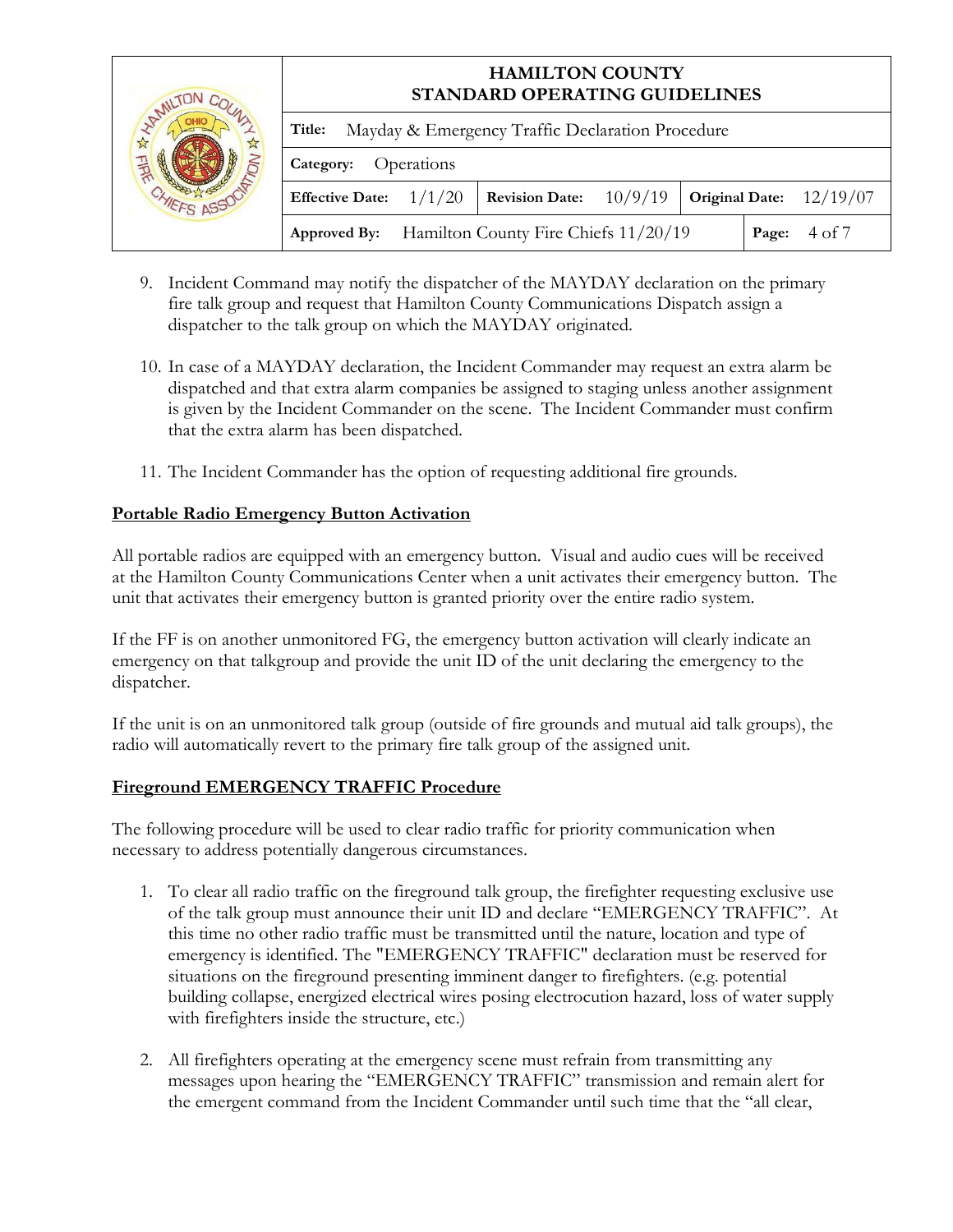9. Incident Command may notify the dispatcher of the MAYDAY declaration on the primary fire talk group and request that Hamilton County Communications Dispatch assign a dispatcher to the talk group on which the MAYDAY originated.

10. In case of a MAYDAY declaration, the Incident Commander may request an extra alarm be dispatched and that extra alarm companies be assigned to staging unless another assignment is given by the Incident Commander on the scene. The Incident Commander must confirm that the extra alarm has been dispatched.

11. The Incident Commander has the option of requesting additional fire grounds.

## Portable Radio Emergency Button Activation

All portable radios are equipped with an emergency button. Visual and audio cues will be received at the Hamilton County Communications Center when a unit activates their emergency button. The unit that activates their emergency button is granted priority over the entire radio system.

If the FF is on another unmonitored FG, the emergency button activation will clearly indicate an emergency on that talkgroup and provide the unit ID of the unit declaring the emergency to the dispatcher.

If the unit is on an unmonitored talk group (outside of fire grounds and mutual aid talk groups), the radio will automatically revert to the primary fire talk group of the assigned unit.

## Fireground EMERGENCY TRAFFIC Procedure

The following procedure will be used to clear radio traffic for priority communication when necessary to address potentially dangerous circumstances.

1. To clear all radio traffic on the fireground talk group, the firefighter requesting exclusive use of the talk group must announce their unit ID and declare "EMERGENCY TRAFFIC". At this time no other radio traffic must be transmitted until the nature, location and type of emergency is identified. The "EMERGENCY TRAFFIC" declaration must be reserved for situations on the fireground presenting imminent danger to firefighters. (e.g. potential building collapse, energized electrical wires posing electrocution hazard, loss of water supply with firefighters inside the structure, etc.)

2. All firefighters operating at the emergency scene must refrain from transmitting any messages upon hearing the "EMERGENCY TRAFFIC" transmission and remain alert for the emergent command from the Incident Commander until such time that the "all clear,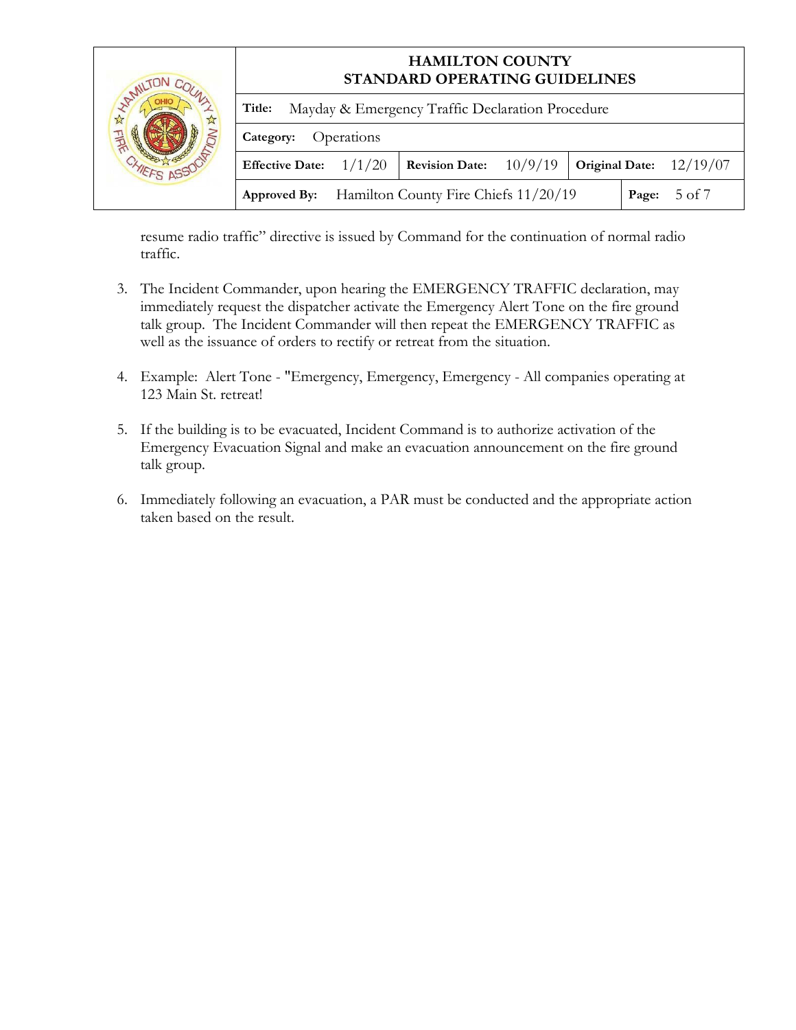resume radio traffic" directive is issued by Command for the continuation of normal radio traffic.

3. The Incident Commander, upon hearing the EMERGENCY TRAFFIC declaration, may immediately request the dispatcher activate the Emergency Alert Tone on the fire ground talk group. The Incident Commander will then repeat the EMERGENCY TRAFFIC as well as the issuance of orders to rectify or retreat from the situation.

4. Example: Alert Tone - "Emergency, Emergency, Emergency - All companies operating at 123 Main St. retreat!

5. If the building is to be evacuated, Incident Command is to authorize activation of the Emergency Evacuation Signal and make an evacuation announcement on the fire ground talk group.

6. Immediately following an evacuation, a PAR must be conducted and the appropriate action taken based on the result.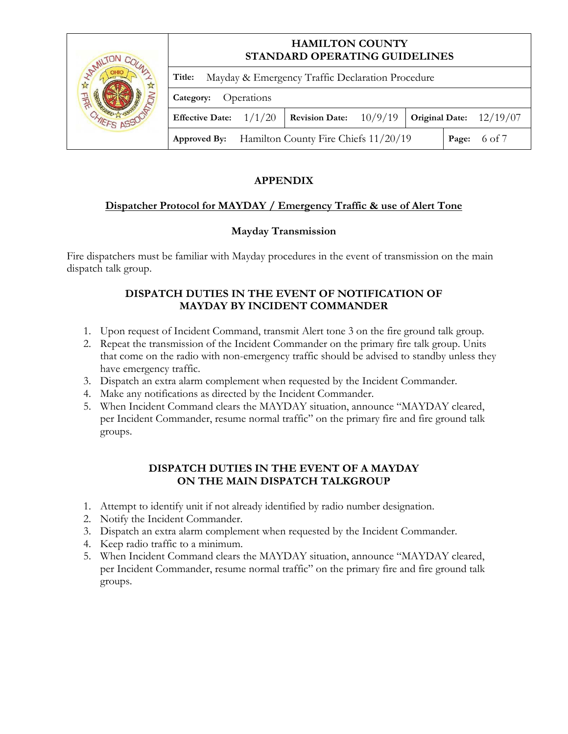# APPENDIX

## Dispatcher Protocol for MAYDAY / Emergency Traffic & use of Alert Tone

### Mayday Transmission

Fire dispatchers must be familiar with Mayday procedures in the event of transmission on the main dispatch talk group.

### DISPATCH DUTIES IN THE EVENT OF NOTIFICATION OF MAYDAY BY INCIDENT COMMANDER

1. Upon request of Incident Command, transmit Alert tone 3 on the fire ground talk group.
2. Repeat the transmission of the Incident Commander on the primary fire talk group. Units that come on the radio with non-emergency traffic should be advised to standby unless they have emergency traffic.
3. Dispatch an extra alarm complement when requested by the Incident Commander.
4. Make any notifications as directed by the Incident Commander.
5. When Incident Command clears the MAYDAY situation, announce "MAYDAY cleared, per Incident Commander, resume normal traffic" on the primary fire and fire ground talk groups.

### DISPATCH DUTIES IN THE EVENT OF A MAYDAY ON THE MAIN DISPATCH TALKGROUP

1. Attempt to identify unit if not already identified by radio number designation.
2. Notify the Incident Commander.
3. Dispatch an extra alarm complement when requested by the Incident Commander.
4. Keep radio traffic to a minimum.
5. When Incident Command clears the MAYDAY situation, announce "MAYDAY cleared, per Incident Commander, resume normal traffic" on the primary fire and fire ground talk groups.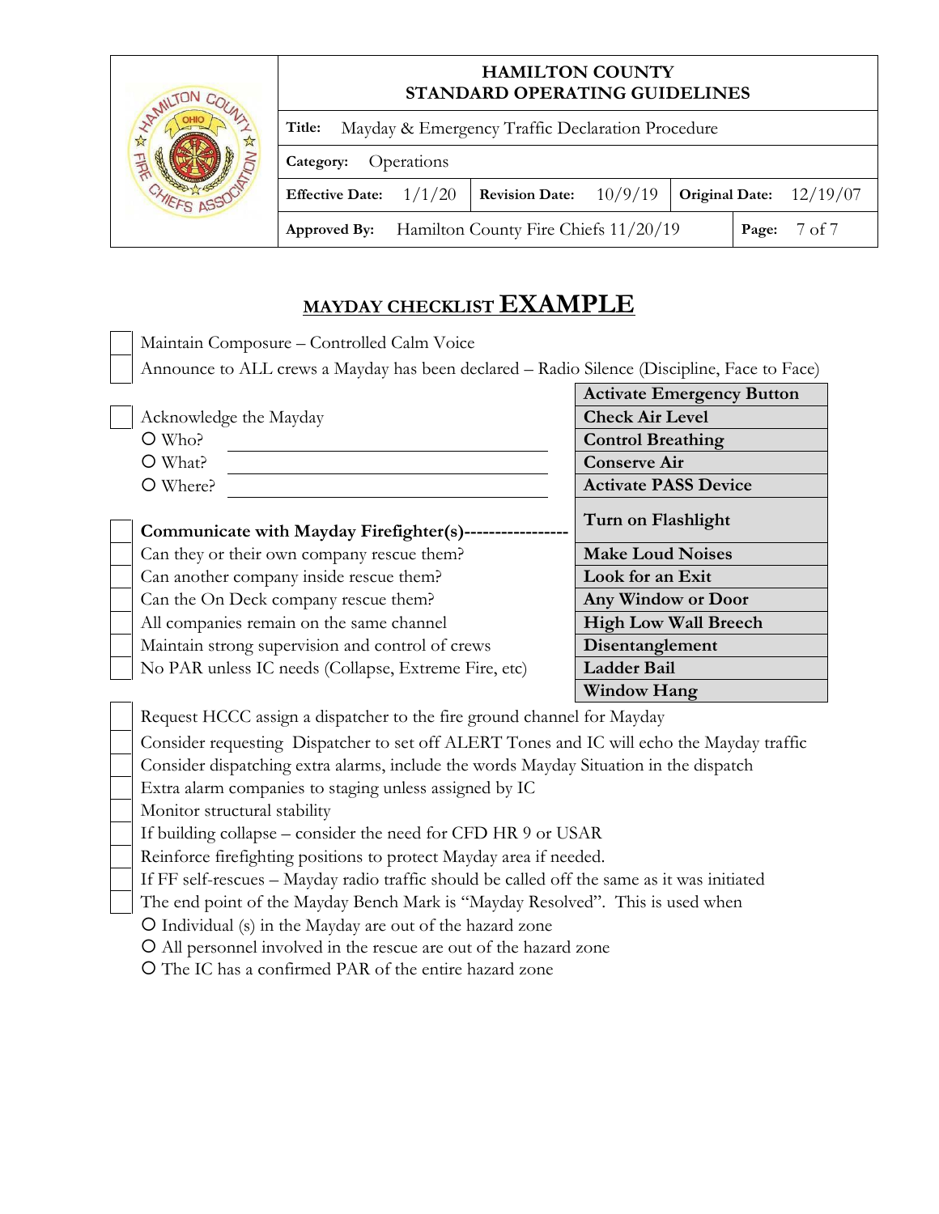| HAMILTON COUNTY STANDARD OPERATING GUIDELINES | | | | | |
|---|---|---|---|---|---|
| **Title:** Mayday & Emergency Traffic Declaration Procedure | | | | | |
| **Category:** Operations | | | | | |
| **Effective Date:** 1/1/20 | | **Revision Date:** 10/9/19 | | **Original Date:** 12/19/07 | |
| **Approved By:** Hamilton County Fire Chiefs 11/20/19 | | | | **Page:** 7 of 7 | |

## MAYDAY CHECKLIST EXAMPLE

- [ ] Maintain Composure – Controlled Calm Voice
- [ ] Announce to ALL crews a Mayday has been declared – Radio Silence (Discipline, Face to Face)

- [ ] Acknowledge the Mayday
  - ○ Who? ______________________
  - ○ What? ______________________
  - ○ Where? ______________________

- [ ] **Communicate with Mayday Firefighter(s)-----------------**
- [ ] Can they or their own company rescue them?
- [ ] Can another company inside rescue them?
- [ ] Can the On Deck company rescue them?
- [ ] All companies remain on the same channel
- [ ] Maintain strong supervision and control of crews
- [ ] No PAR unless IC needs (Collapse, Extreme Fire, etc)

| |
|---|
| **Activate Emergency Button** |
| **Check Air Level** |
| **Control Breathing** |
| **Conserve Air** |
| **Activate PASS Device** |
| **Turn on Flashlight** |
| **Make Loud Noises** |
| **Look for an Exit** |
| **Any Window or Door** |
| **High Low Wall Breech** |
| **Disentanglement** |
| **Ladder Bail** |
| **Window Hang** |

- [ ] Request HCCC assign a dispatcher to the fire ground channel for Mayday
- [ ] Consider requesting Dispatcher to set off ALERT Tones and IC will echo the Mayday traffic
- [ ] Consider dispatching extra alarms, include the words Mayday Situation in the dispatch
- [ ] Extra alarm companies to staging unless assigned by IC
- [ ] Monitor structural stability
- [ ] If building collapse – consider the need for CFD HR 9 or USAR
- [ ] Reinforce firefighting positions to protect Mayday area if needed.
- [ ] If FF self-rescues – Mayday radio traffic should be called off the same as it was initiated
- [ ] The end point of the Mayday Bench Mark is "Mayday Resolved". This is used when
  - ○ Individual (s) in the Mayday are out of the hazard zone
  - ○ All personnel involved in the rescue are out of the hazard zone
  - ○ The IC has a confirmed PAR of the entire hazard zone